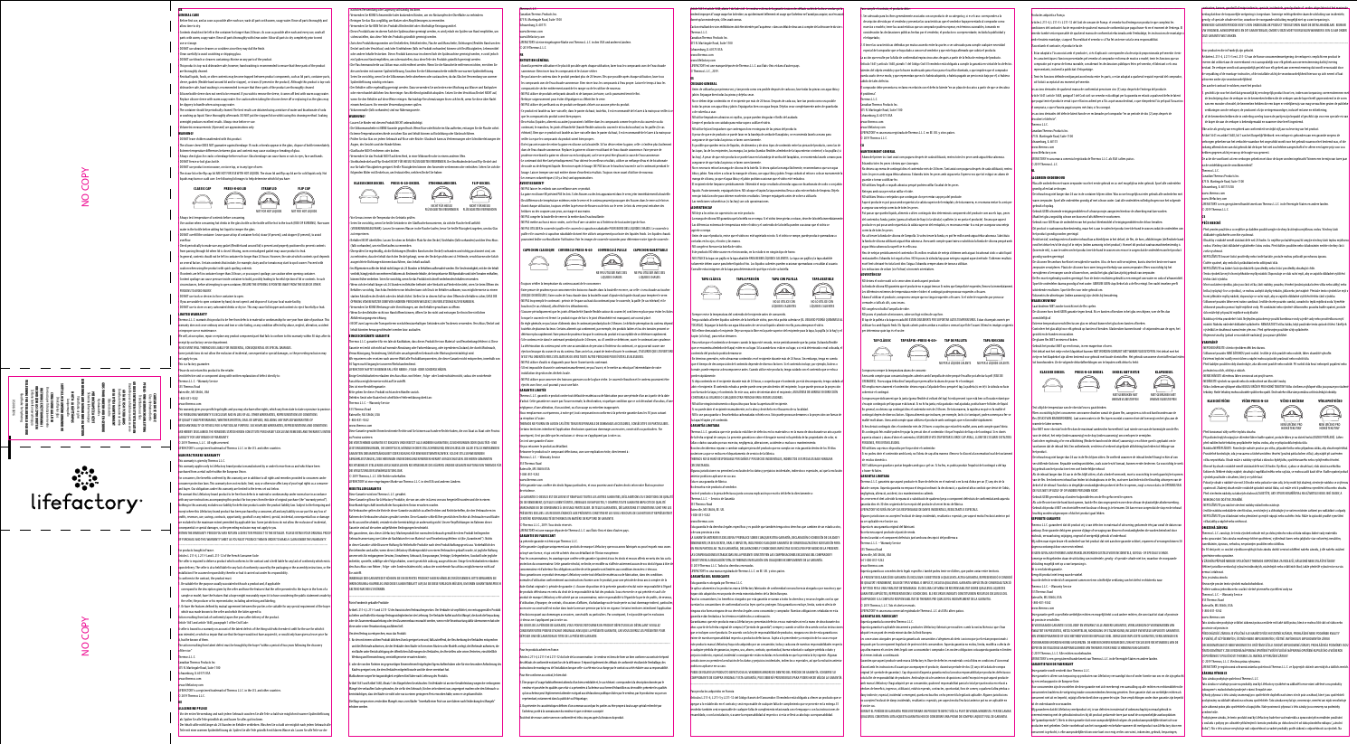NO COPY

lifefactory

GENERAL CARE

CLASSIC CAP | PRESS-N-GO CAP | STRAW LID | FLIP CAP

LIMITED WARRANTY

NO COPY